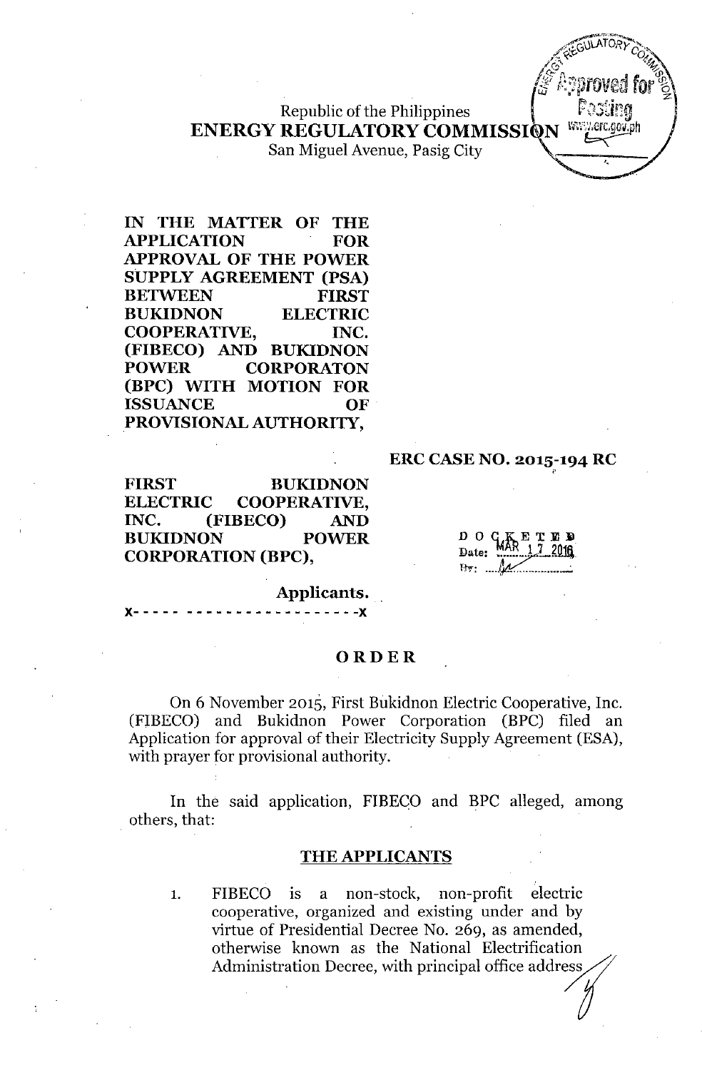Republic of the Philippines
**ENERGY REGULATORY COMMISSION**
San Miguel Avenue, Pasig City

**IN THE MATTER OF THE APPLICATION FOR APPROVAL OF THE POWER SUPPLY AGREEMENT (PSA) BETWEEN FIRST BUKIDNON ELECTRIC COOPERATIVE, INC. (FIBECO) AND BUKIDNON POWER CORPORATON (BPC) WITH MOTION FOR ISSUANCE OF PROVISIONAL AUTHORITY,**

**ERC CASE NO. 2015-194 RC**

**FIRST BUKIDNON ELECTRIC COOPERATIVE, INC. (FIBECO) AND BUKIDNON POWER CORPORATION (BPC),**

**Applicants.**

x- - - - - - - - - - - - - - - - - - - - - - -x

DOCKETED
Date: MAR 17 2016
By: ____

## ORDER

On 6 November 2015, First Bukidnon Electric Cooperative, Inc. (FIBECO) and Bukidnon Power Corporation (BPC) filed an Application for approval of their Electricity Supply Agreement (ESA), with prayer for provisional authority.

In the said application, FIBECO and BPC alleged, among others, that:

### THE APPLICANTS

1. FIBECO is a non-stock, non-profit electric cooperative, organized and existing under and by virtue of Presidential Decree No. 269, as amended, otherwise known as the National Electrification Administration Decree, with principal office address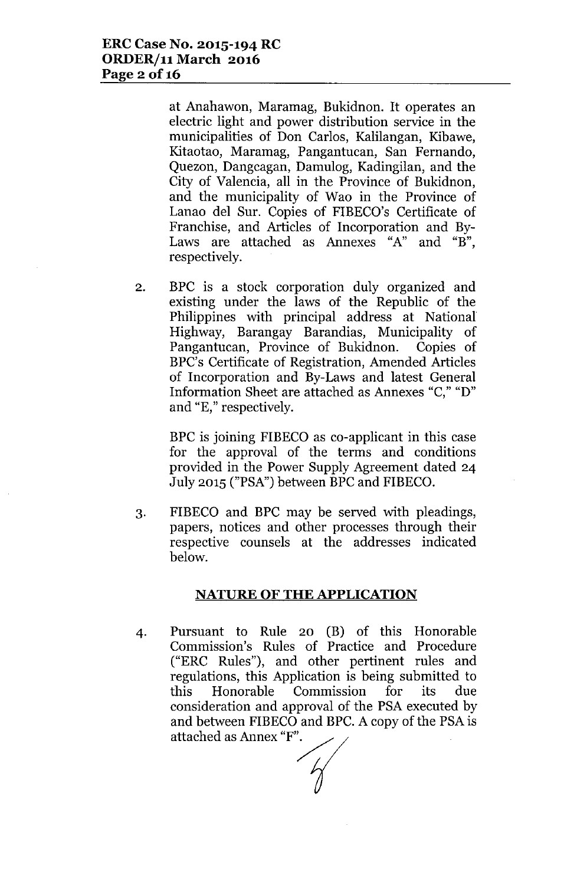at Anahawon, Maramag, Bukidnon. It operates an electric light and power distribution service in the municipalities of Don Carlos, Kalilangan, Kibawe, Kitaotao, Maramag, Pangantucan, San Fernando, Quezon, Dangcagan, Damulog, Kadingilan, and the City of Valencia, all in the Province of Bukidnon, and the municipality of Wao in the Province of Lanao del Sur. Copies of FIBECO's Certificate of Franchise, and Articles of Incorporation and By-Laws are attached as Annexes "A" and "B", respectively.

2. BPC is a stock corporation duly organized and existing under the laws of the Republic of the Philippines with principal address at National Highway, Barangay Barandias, Municipality of Pangantucan, Province of Bukidnon. Copies of BPC's Certificate of Registration, Amended Articles of Incorporation and By-Laws and latest General Information Sheet are attached as Annexes "C," "D" and "E," respectively.

   BPC is joining FIBECO as co-applicant in this case for the approval of the terms and conditions provided in the Power Supply Agreement dated 24 July 2015 ("PSA") between BPC and FIBECO.

3. FIBECO and BPC may be served with pleadings, papers, notices and other processes through their respective counsels at the addresses indicated below.

## NATURE OF THE APPLICATION

4. Pursuant to Rule 20 (B) of this Honorable Commission's Rules of Practice and Procedure ("ERC Rules"), and other pertinent rules and regulations, this Application is being submitted to this Honorable Commission for its due consideration and approval of the PSA executed by and between FIBECO and BPC. A copy of the PSA is attached as Annex "F".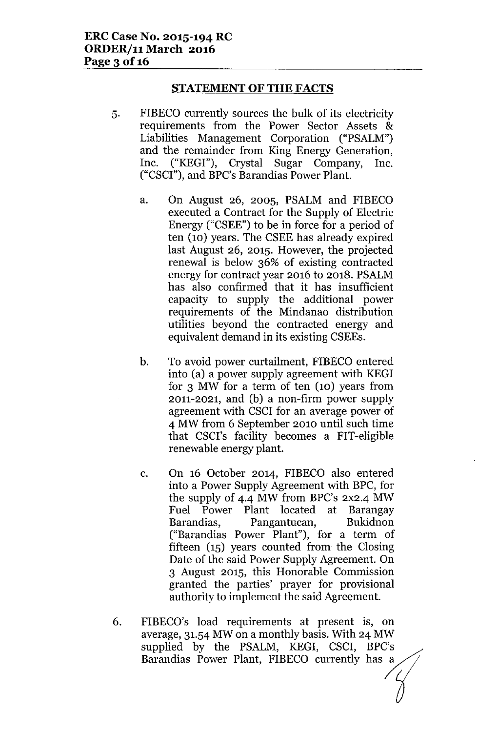## STATEMENT OF THE FACTS

5. FIBECO currently sources the bulk of its electricity requirements from the Power Sector Assets & Liabilities Management Corporation ("PSALM") and the remainder from King Energy Generation, Inc. ("KEGI"), Crystal Sugar Company, Inc. ("CSCI"), and BPC's Barandias Power Plant.

   a. On August 26, 2005, PSALM and FIBECO executed a Contract for the Supply of Electric Energy ("CSEE") to be in force for a period of ten (10) years. The CSEE has already expired last August 26, 2015. However, the projected renewal is below 36% of existing contracted energy for contract year 2016 to 2018. PSALM has also confirmed that it has insufficient capacity to supply the additional power requirements of the Mindanao distribution utilities beyond the contracted energy and equivalent demand in its existing CSEEs.

   b. To avoid power curtailment, FIBECO entered into (a) a power supply agreement with KEGI for 3 MW for a term of ten (10) years from 2011-2021, and (b) a non-firm power supply agreement with CSCI for an average power of 4 MW from 6 September 2010 until such time that CSCI's facility becomes a FIT-eligible renewable energy plant.

   c. On 16 October 2014, FIBECO also entered into a Power Supply Agreement with BPC, for the supply of 4.4 MW from BPC's 2x2.4 MW Fuel Power Plant located at Barangay Barandias, Pangantucan, Bukidnon ("Barandias Power Plant"), for a term of fifteen (15) years counted from the Closing Date of the said Power Supply Agreement. On 3 August 2015, this Honorable Commission granted the parties' prayer for provisional authority to implement the said Agreement.

6. FIBECO's load requirements at present is, on average, 31.54 MW on a monthly basis. With 24 MW supplied by the PSALM, KEGI, CSCI, BPC's Barandias Power Plant, FIBECO currently has a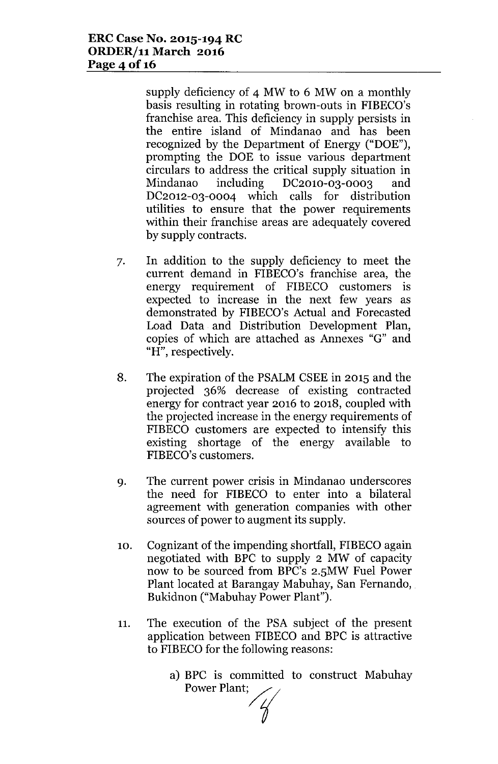supply deficiency of 4 MW to 6 MW on a monthly basis resulting in rotating brown-outs in FIBECO's franchise area. This deficiency in supply persists in the entire island of Mindanao and has been recognized by the Department of Energy ("DOE"), prompting the DOE to issue various department circulars to address the critical supply situation in Mindanao including DC2010-03-0003 and DC2012-03-0004 which calls for distribution utilities to ensure that the power requirements within their franchise areas are adequately covered by supply contracts.

7. In addition to the supply deficiency to meet the current demand in FIBECO's franchise area, the energy requirement of FIBECO customers is expected to increase in the next few years as demonstrated by FIBECO's Actual and Forecasted Load Data and Distribution Development Plan, copies of which are attached as Annexes "G" and "H", respectively.

8. The expiration of the PSALM CSEE in 2015 and the projected 36% decrease of existing contracted energy for contract year 2016 to 2018, coupled with the projected increase in the energy requirements of FIBECO customers are expected to intensify this existing shortage of the energy available to FIBECO's customers.

9. The current power crisis in Mindanao underscores the need for FIBECO to enter into a bilateral agreement with generation companies with other sources of power to augment its supply.

10. Cognizant of the impending shortfall, FIBECO again negotiated with BPC to supply 2 MW of capacity now to be sourced from BPC's 2.5MW Fuel Power Plant located at Barangay Mabuhay, San Fernando, Bukidnon ("Mabuhay Power Plant").

11. The execution of the PSA subject of the present application between FIBECO and BPC is attractive to FIBECO for the following reasons:

    a) BPC is committed to construct Mabuhay Power Plant;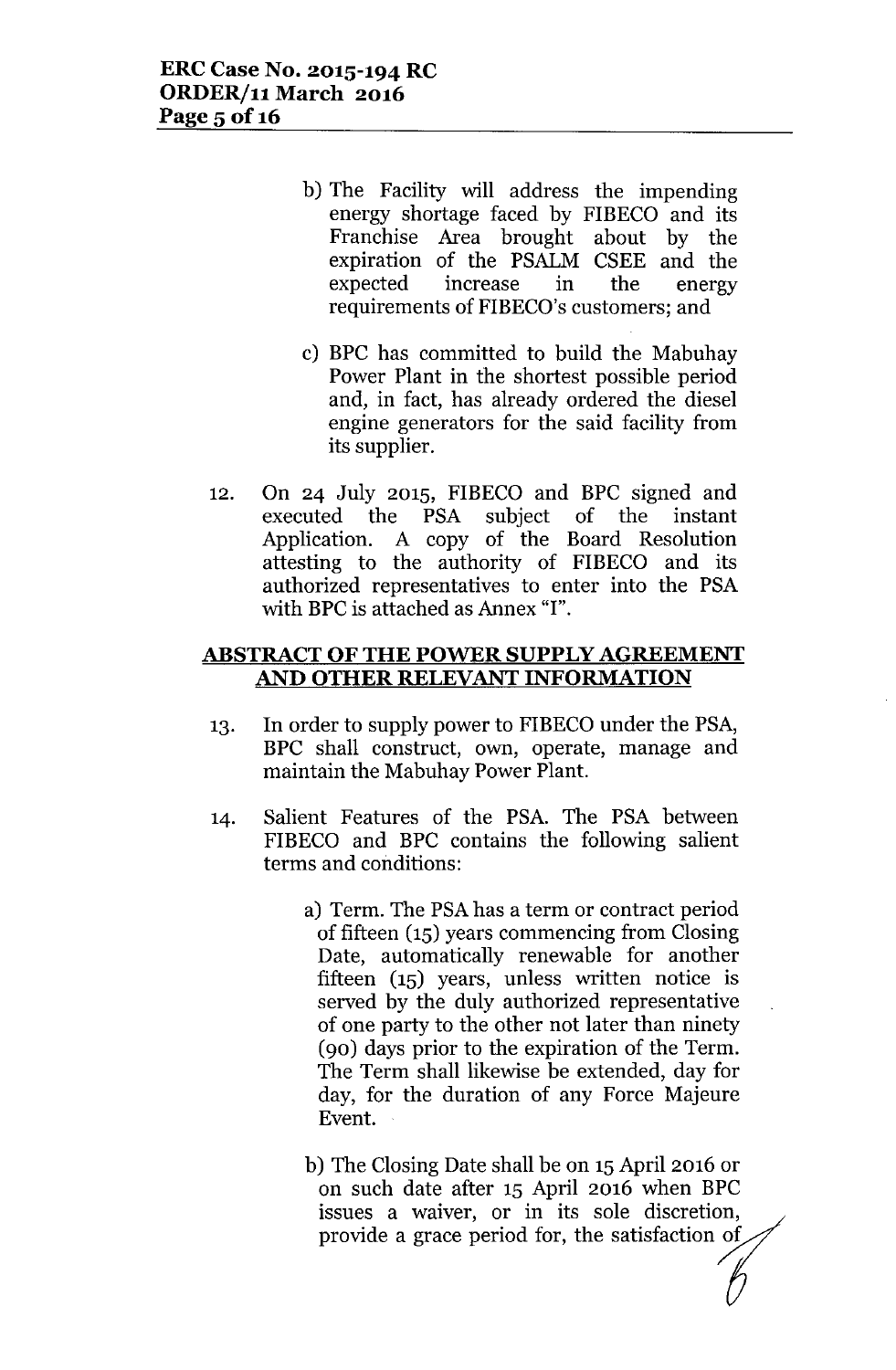b) The Facility will address the impending energy shortage faced by FIBECO and its Franchise Area brought about by the expiration of the PSALM CSEE and the expected increase in the energy requirements of FIBECO's customers; and

c) BPC has committed to build the Mabuhay Power Plant in the shortest possible period and, in fact, has already ordered the diesel engine generators for the said facility from its supplier.

12. On 24 July 2015, FIBECO and BPC signed and executed the PSA subject of the instant Application. A copy of the Board Resolution attesting to the authority of FIBECO and its authorized representatives to enter into the PSA with BPC is attached as Annex "I".

## ABSTRACT OF THE POWER SUPPLY AGREEMENT AND OTHER RELEVANT INFORMATION

13. In order to supply power to FIBECO under the PSA, BPC shall construct, own, operate, manage and maintain the Mabuhay Power Plant.

14. Salient Features of the PSA. The PSA between FIBECO and BPC contains the following salient terms and conditions:

    a) Term. The PSA has a term or contract period of fifteen (15) years commencing from Closing Date, automatically renewable for another fifteen (15) years, unless written notice is served by the duly authorized representative of one party to the other not later than ninety (90) days prior to the expiration of the Term. The Term shall likewise be extended, day for day, for the duration of any Force Majeure Event.

    b) The Closing Date shall be on 15 April 2016 or on such date after 15 April 2016 when BPC issues a waiver, or in its sole discretion, provide a grace period for, the satisfaction of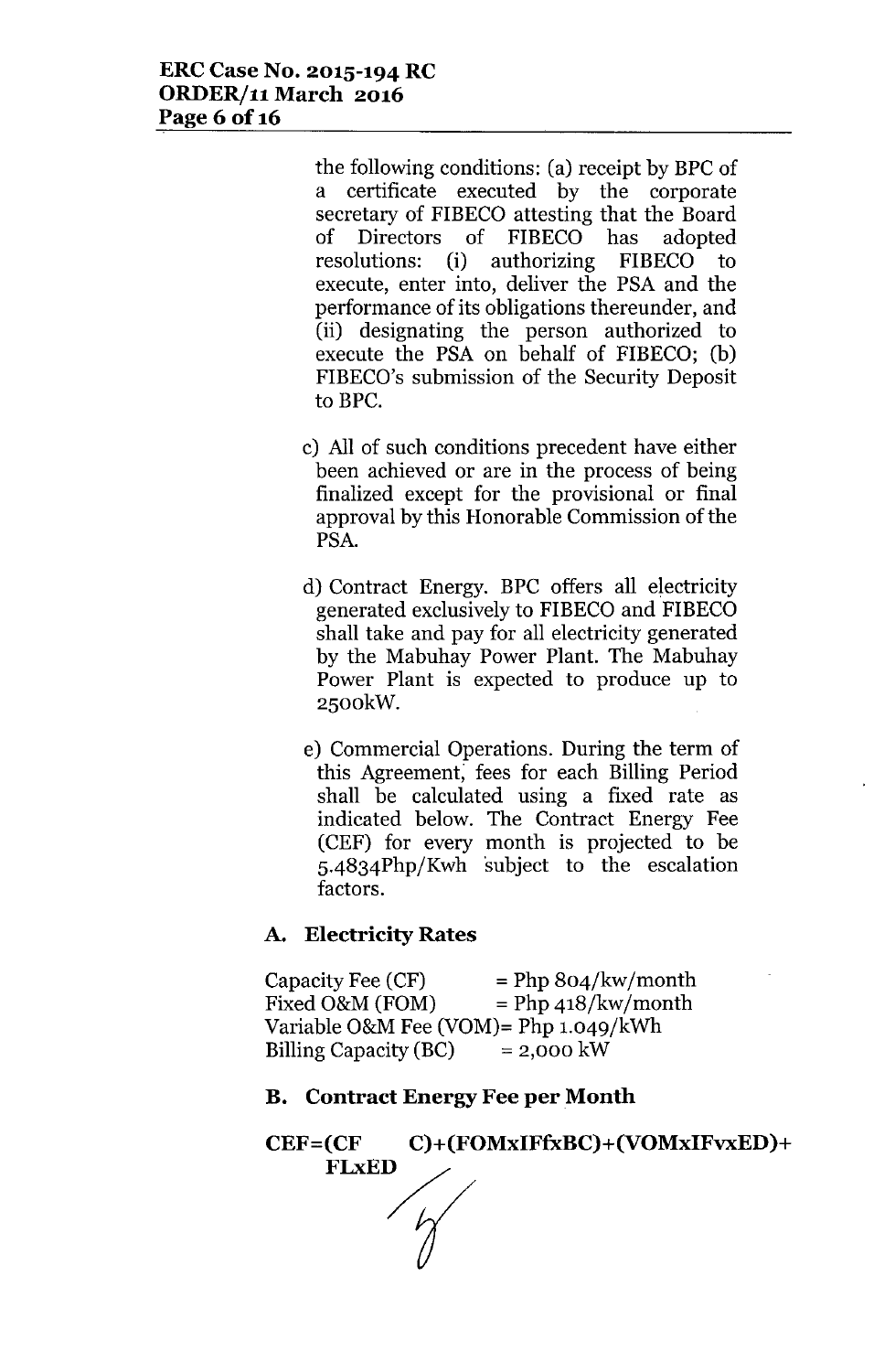the following conditions: (a) receipt by BPC of a certificate executed by the corporate secretary of FIBECO attesting that the Board of Directors of FIBECO has adopted resolutions: (i) authorizing FIBECO to execute, enter into, deliver the PSA and the performance of its obligations thereunder, and (ii) designating the person authorized to execute the PSA on behalf of FIBECO; (b) FIBECO's submission of the Security Deposit to BPC.

c) All of such conditions precedent have either been achieved or are in the process of being finalized except for the provisional or final approval by this Honorable Commission of the PSA.

d) Contract Energy. BPC offers all electricity generated exclusively to FIBECO and FIBECO shall take and pay for all electricity generated by the Mabuhay Power Plant. The Mabuhay Power Plant is expected to produce up to 2500kW.

e) Commercial Operations. During the term of this Agreement, fees for each Billing Period shall be calculated using a fixed rate as indicated below. The Contract Energy Fee (CEF) for every month is projected to be 5.4834Php/Kwh subject to the escalation factors.

### A. Electricity Rates

Capacity Fee (CF) = Php 804/kw/month
Fixed O&M (FOM) = Php 418/kw/month
Variable O&M Fee (VOM)= Php 1.049/kWh
Billing Capacity (BC) = 2,000 kW

### B. Contract Energy Fee per Month

**CEF=(CF C)+(FOMxIFfxBC)+(VOMxIFvxED)+ FLxED**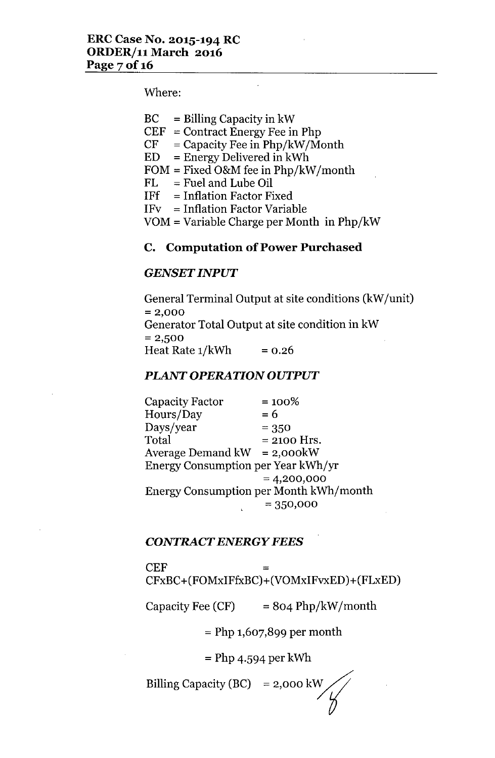Where:

BC = Billing Capacity in kW
CEF = Contract Energy Fee in Php
CF = Capacity Fee in Php/kW/Month
ED = Energy Delivered in kWh
FOM = Fixed O&M fee in Php/kW/month
FL = Fuel and Lube Oil
IFf = Inflation Factor Fixed
IFv = Inflation Factor Variable
VOM = Variable Charge per Month in Php/kW

### C. Computation of Power Purchased

#### *GENSET INPUT*

General Terminal Output at site conditions (kW/unit) = 2,000
Generator Total Output at site condition in kW = 2,500
Heat Rate 1/kWh = 0.26

#### *PLANT OPERATION OUTPUT*

Capacity Factor = 100%
Hours/Day = 6
Days/year = 350
Total = 2100 Hrs.
Average Demand kW = 2,000kW
Energy Consumption per Year kWh/yr = 4,200,000
Energy Consumption per Month kWh/month = 350,000

#### *CONTRACT ENERGY FEES*

CEF = CFxBC+(FOMxIFfxBC)+(VOMxIFvxED)+(FLxED)

Capacity Fee (CF) = 804 Php/kW/month

= Php 1,607,899 per month

= Php 4.594 per kWh

Billing Capacity (BC) = 2,000 kW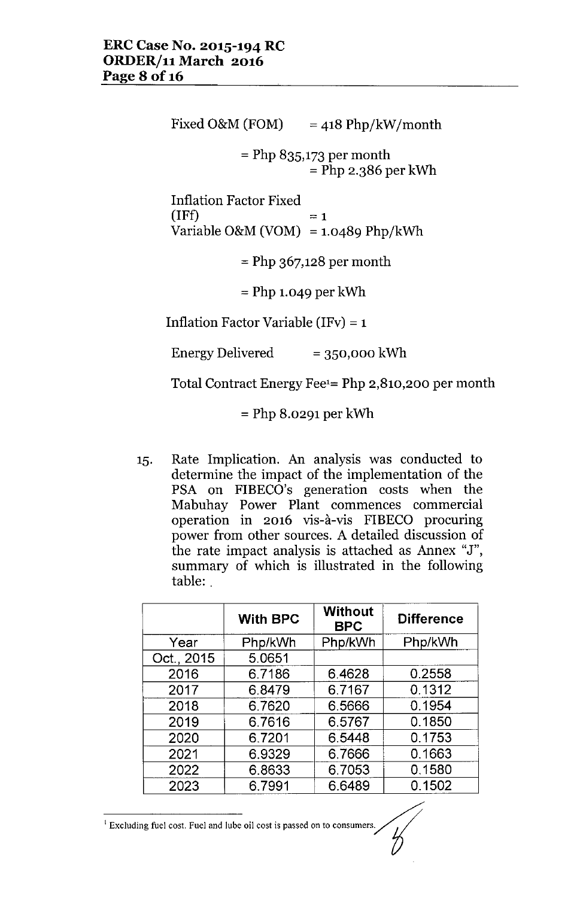Fixed O&M (FOM) = 418 Php/kW/month

= Php 835,173 per month
= Php 2.386 per kWh

Inflation Factor Fixed (IFf) = 1

Variable O&M (VOM) = 1.0489 Php/kWh

= Php 367,128 per month

= Php 1.049 per kWh

Inflation Factor Variable (IFv) = 1

Energy Delivered = 350,000 kWh

Total Contract Energy Fee[1] = Php 2,810,200 per month

= Php 8.0291 per kWh

15. Rate Implication. An analysis was conducted to determine the impact of the implementation of the PSA on FIBECO's generation costs when the Mabuhay Power Plant commences commercial operation in 2016 vis-à-vis FIBECO procuring power from other sources. A detailed discussion of the rate impact analysis is attached as Annex "J", summary of which is illustrated in the following table: .

| | **With BPC** | **Without BPC** | **Difference** |
|---|---|---|---|
| Year | Php/kWh | Php/kWh | Php/kWh |
| Oct., 2015 | 5.0651 | | |
| 2016 | 6.7186 | 6.4628 | 0.2558 |
| 2017 | 6.8479 | 6.7167 | 0.1312 |
| 2018 | 6.7620 | 6.5666 | 0.1954 |
| 2019 | 6.7616 | 6.5767 | 0.1850 |
| 2020 | 6.7201 | 6.5448 | 0.1753 |
| 2021 | 6.9329 | 6.7666 | 0.1663 |
| 2022 | 6.8633 | 6.7053 | 0.1580 |
| 2023 | 6.7991 | 6.6489 | 0.1502 |

[1] Excluding fuel cost. Fuel and lube oil cost is passed on to consumers.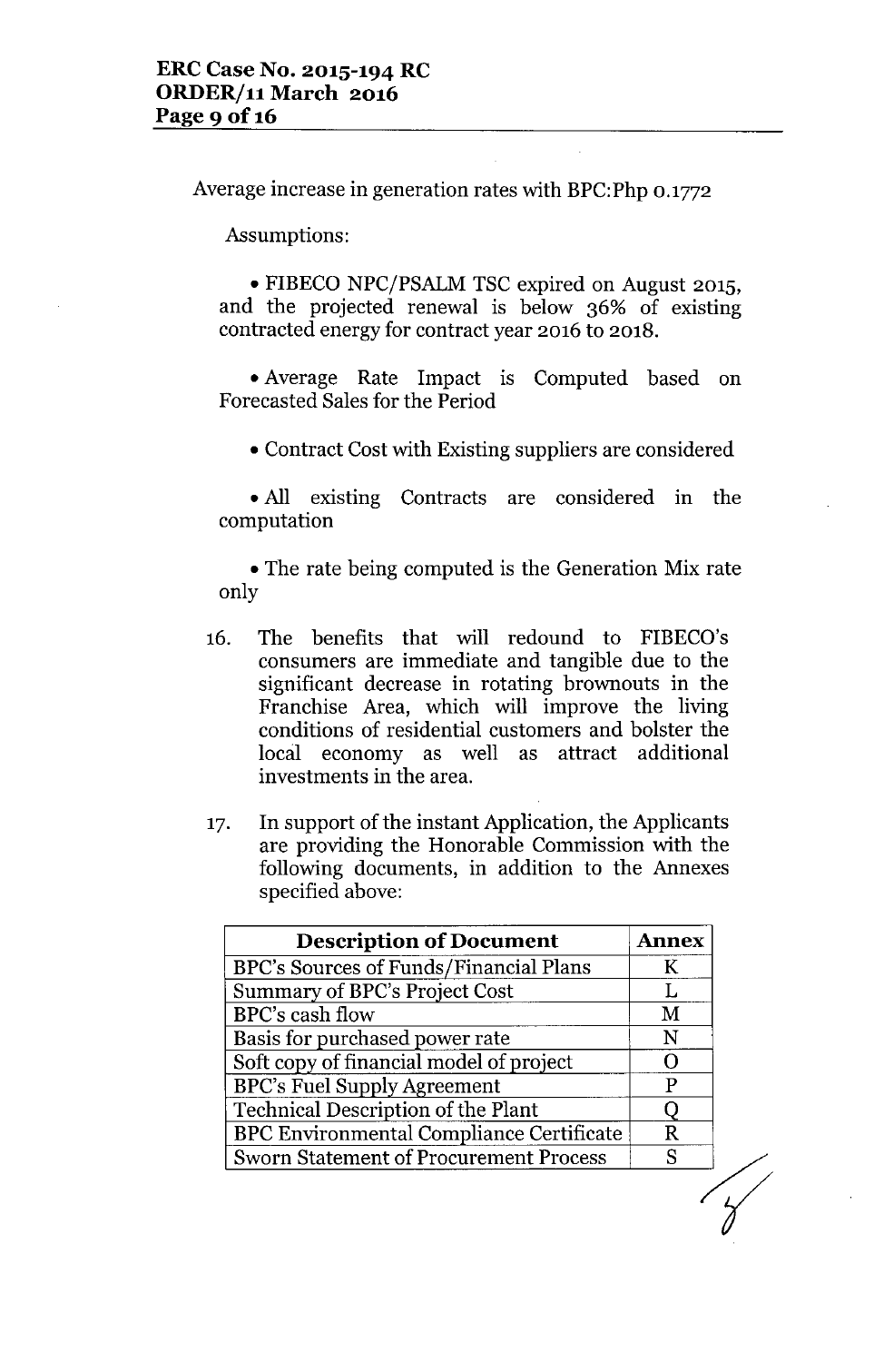Average increase in generation rates with BPC:Php 0.1772

Assumptions:

- FIBECO NPC/PSALM TSC expired on August 2015, and the projected renewal is below 36% of existing contracted energy for contract year 2016 to 2018.
- Average Rate Impact is Computed based on Forecasted Sales for the Period
- Contract Cost with Existing suppliers are considered
- All existing Contracts are considered in the computation
- The rate being computed is the Generation Mix rate only

16. The benefits that will redound to FIBECO's consumers are immediate and tangible due to the significant decrease in rotating brownouts in the Franchise Area, which will improve the living conditions of residential customers and bolster the local economy as well as attract additional investments in the area.

17. In support of the instant Application, the Applicants are providing the Honorable Commission with the following documents, in addition to the Annexes specified above:

| Description of Document | Annex |
|---|---|
| BPC's Sources of Funds/Financial Plans | K |
| Summary of BPC's Project Cost | L |
| BPC's cash flow | M |
| Basis for purchased power rate | N |
| Soft copy of financial model of project | O |
| BPC's Fuel Supply Agreement | P |
| Technical Description of the Plant | Q |
| BPC Environmental Compliance Certificate | R |
| Sworn Statement of Procurement Process | S |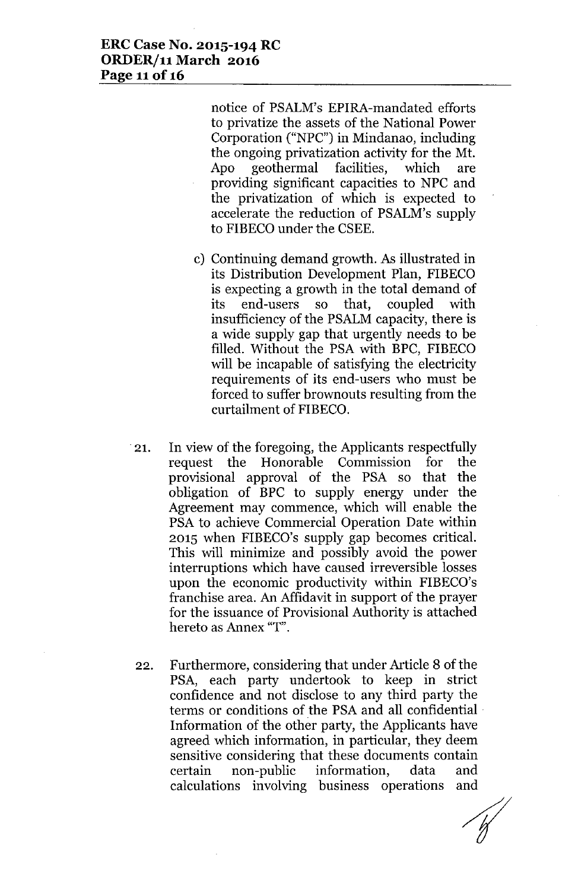notice of PSALM's EPIRA-mandated efforts to privatize the assets of the National Power Corporation ("NPC") in Mindanao, including the ongoing privatization activity for the Mt. Apo geothermal facilities, which are providing significant capacities to NPC and the privatization of which is expected to accelerate the reduction of PSALM's supply to FIBECO under the CSEE.

c) Continuing demand growth. As illustrated in its Distribution Development Plan, FIBECO is expecting a growth in the total demand of its end-users so that, coupled with insufficiency of the PSALM capacity, there is a wide supply gap that urgently needs to be filled. Without the PSA with BPC, FIBECO will be incapable of satisfying the electricity requirements of its end-users who must be forced to suffer brownouts resulting from the curtailment of FIBECO.

21. In view of the foregoing, the Applicants respectfully request the Honorable Commission for the provisional approval of the PSA so that the obligation of BPC to supply energy under the Agreement may commence, which will enable the PSA to achieve Commercial Operation Date within 2015 when FIBECO's supply gap becomes critical. This will minimize and possibly avoid the power interruptions which have caused irreversible losses upon the economic productivity within FIBECO's franchise area. An Affidavit in support of the prayer for the issuance of Provisional Authority is attached hereto as Annex "T".

22. Furthermore, considering that under Article 8 of the PSA, each party undertook to keep in strict confidence and not disclose to any third party the terms or conditions of the PSA and all confidential Information of the other party, the Applicants have agreed which information, in particular, they deem sensitive considering that these documents contain certain non-public information, data and calculations involving business operations and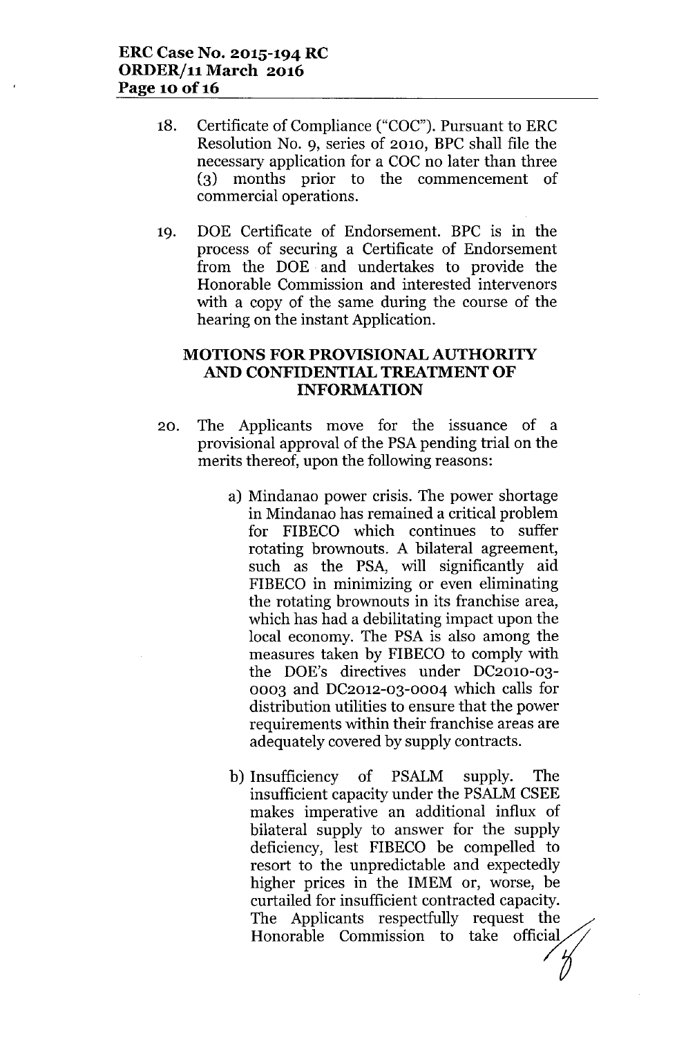18. Certificate of Compliance ("COC"). Pursuant to ERC Resolution No. 9, series of 2010, BPC shall file the necessary application for a COC no later than three (3) months prior to the commencement of commercial operations.

19. DOE Certificate of Endorsement. BPC is in the process of securing a Certificate of Endorsement from the DOE and undertakes to provide the Honorable Commission and interested intervenors with a copy of the same during the course of the hearing on the instant Application.

## MOTIONS FOR PROVISIONAL AUTHORITY AND CONFIDENTIAL TREATMENT OF INFORMATION

20. The Applicants move for the issuance of a provisional approval of the PSA pending trial on the merits thereof, upon the following reasons:

    a) Mindanao power crisis. The power shortage in Mindanao has remained a critical problem for FIBECO which continues to suffer rotating brownouts. A bilateral agreement, such as the PSA, will significantly aid FIBECO in minimizing or even eliminating the rotating brownouts in its franchise area, which has had a debilitating impact upon the local economy. The PSA is also among the measures taken by FIBECO to comply with the DOE's directives under DC2010-03-0003 and DC2012-03-0004 which calls for distribution utilities to ensure that the power requirements within their franchise areas are adequately covered by supply contracts.

    b) Insufficiency of PSALM supply. The insufficient capacity under the PSALM CSEE makes imperative an additional influx of bilateral supply to answer for the supply deficiency, lest FIBECO be compelled to resort to the unpredictable and expectedly higher prices in the IMEM or, worse, be curtailed for insufficient contracted capacity. The Applicants respectfully request the Honorable Commission to take official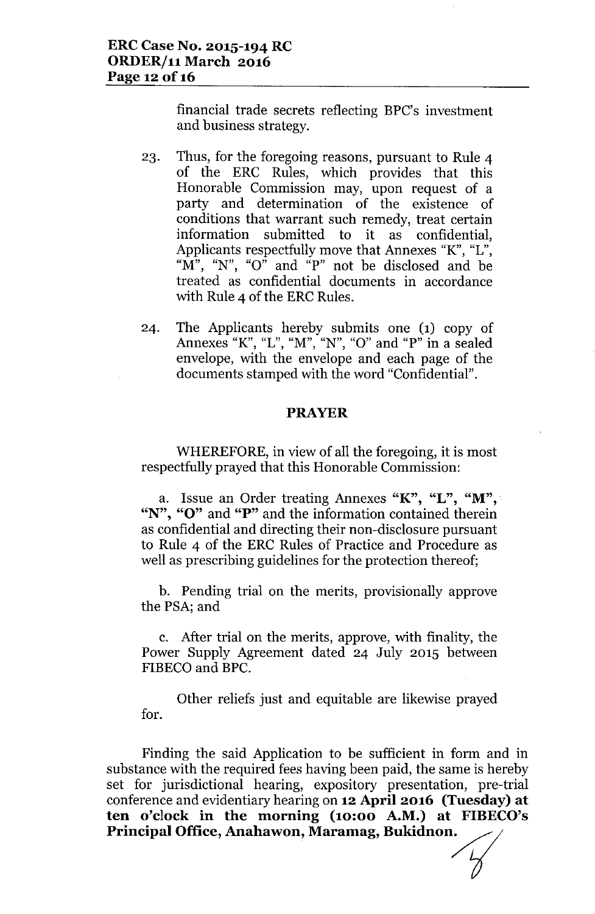financial trade secrets reflecting BPC's investment and business strategy.

23. Thus, for the foregoing reasons, pursuant to Rule 4 of the ERC Rules, which provides that this Honorable Commission may, upon request of a party and determination of the existence of conditions that warrant such remedy, treat certain information submitted to it as confidential, Applicants respectfully move that Annexes "K", "L", "M", "N", "O" and "P" not be disclosed and be treated as confidential documents in accordance with Rule 4 of the ERC Rules.

24. The Applicants hereby submits one (1) copy of Annexes "K", "L", "M", "N", "O" and "P" in a sealed envelope, with the envelope and each page of the documents stamped with the word "Confidential".

**PRAYER**

WHEREFORE, in view of all the foregoing, it is most respectfully prayed that this Honorable Commission:

a. Issue an Order treating Annexes **"K"**, **"L"**, **"M"**, **"N"**, **"O"** and **"P"** and the information contained therein as confidential and directing their non-disclosure pursuant to Rule 4 of the ERC Rules of Practice and Procedure as well as prescribing guidelines for the protection thereof;

b. Pending trial on the merits, provisionally approve the PSA; and

c. After trial on the merits, approve, with finality, the Power Supply Agreement dated 24 July 2015 between FIBECO and BPC.

Other reliefs just and equitable are likewise prayed for.

Finding the said Application to be sufficient in form and in substance with the required fees having been paid, the same is hereby set for jurisdictional hearing, expository presentation, pre-trial conference and evidentiary hearing on **12 April 2016 (Tuesday) at ten o'clock in the morning (10:00 A.M.) at FIBECO's Principal Office, Anahawon, Maramag, Bukidnon.**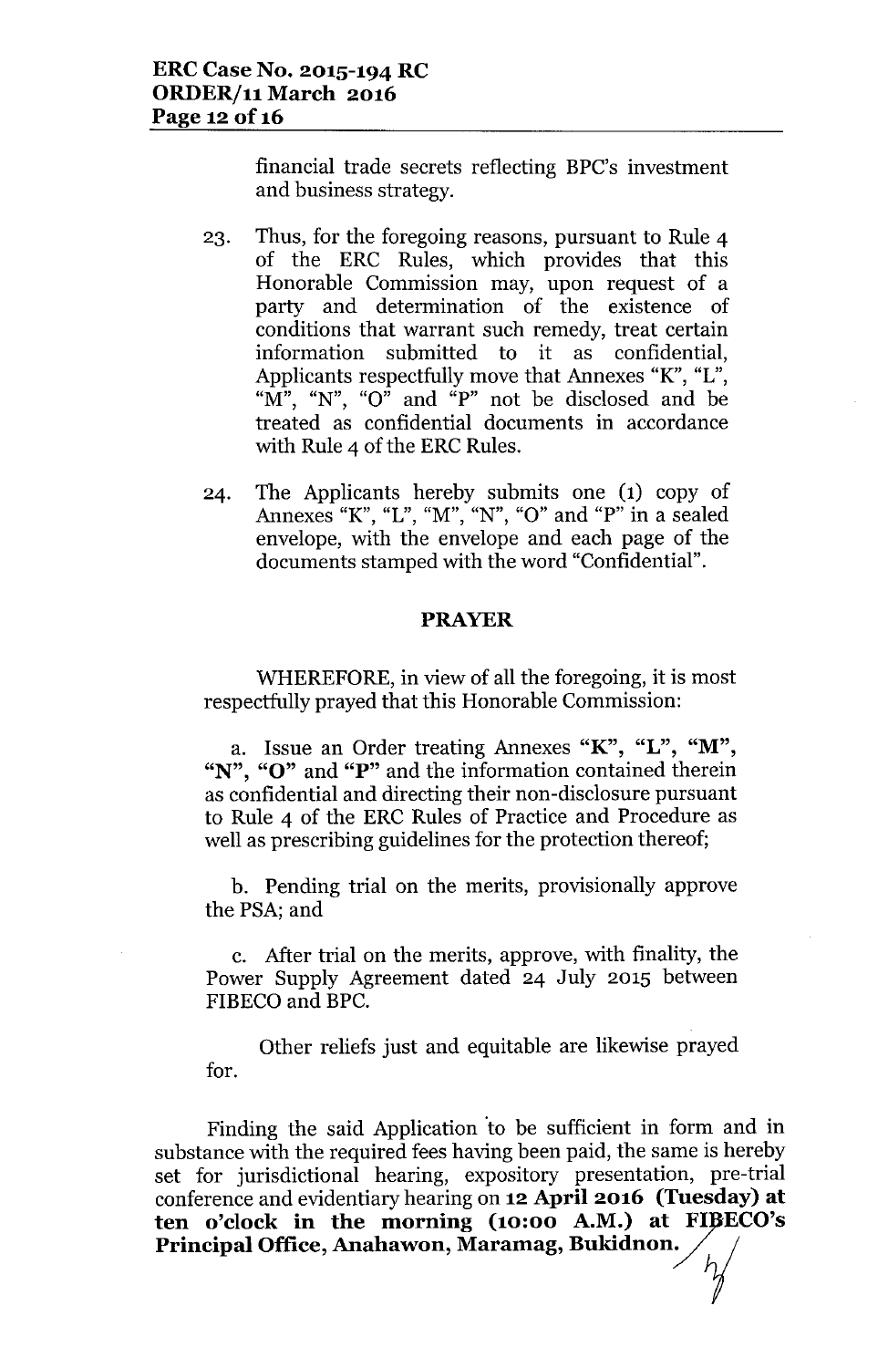financial trade secrets reflecting BPC's investment and business strategy.

23. Thus, for the foregoing reasons, pursuant to Rule 4 of the ERC Rules, which provides that this Honorable Commission may, upon request of a party and determination of the existence of conditions that warrant such remedy, treat certain information submitted to it as confidential, Applicants respectfully move that Annexes "K", "L", "M", "N", "O" and "P" not be disclosed and be treated as confidential documents in accordance with Rule 4 of the ERC Rules.

24. The Applicants hereby submits one (1) copy of Annexes "K", "L", "M", "N", "O" and "P" in a sealed envelope, with the envelope and each page of the documents stamped with the word "Confidential".

**PRAYER**

WHEREFORE, in view of all the foregoing, it is most respectfully prayed that this Honorable Commission:

a. Issue an Order treating Annexes **"K"**, **"L"**, **"M"**, **"N"**, **"O"** and **"P"** and the information contained therein as confidential and directing their non-disclosure pursuant to Rule 4 of the ERC Rules of Practice and Procedure as well as prescribing guidelines for the protection thereof;

b. Pending trial on the merits, provisionally approve the PSA; and

c. After trial on the merits, approve, with finality, the Power Supply Agreement dated 24 July 2015 between FIBECO and BPC.

Other reliefs just and equitable are likewise prayed for.

Finding the said Application to be sufficient in form and in substance with the required fees having been paid, the same is hereby set for jurisdictional hearing, expository presentation, pre-trial conference and evidentiary hearing on **12 April 2016 (Tuesday) at ten o'clock in the morning (10:00 A.M.) at FIBECO's Principal Office, Anahawon, Maramag, Bukidnon.**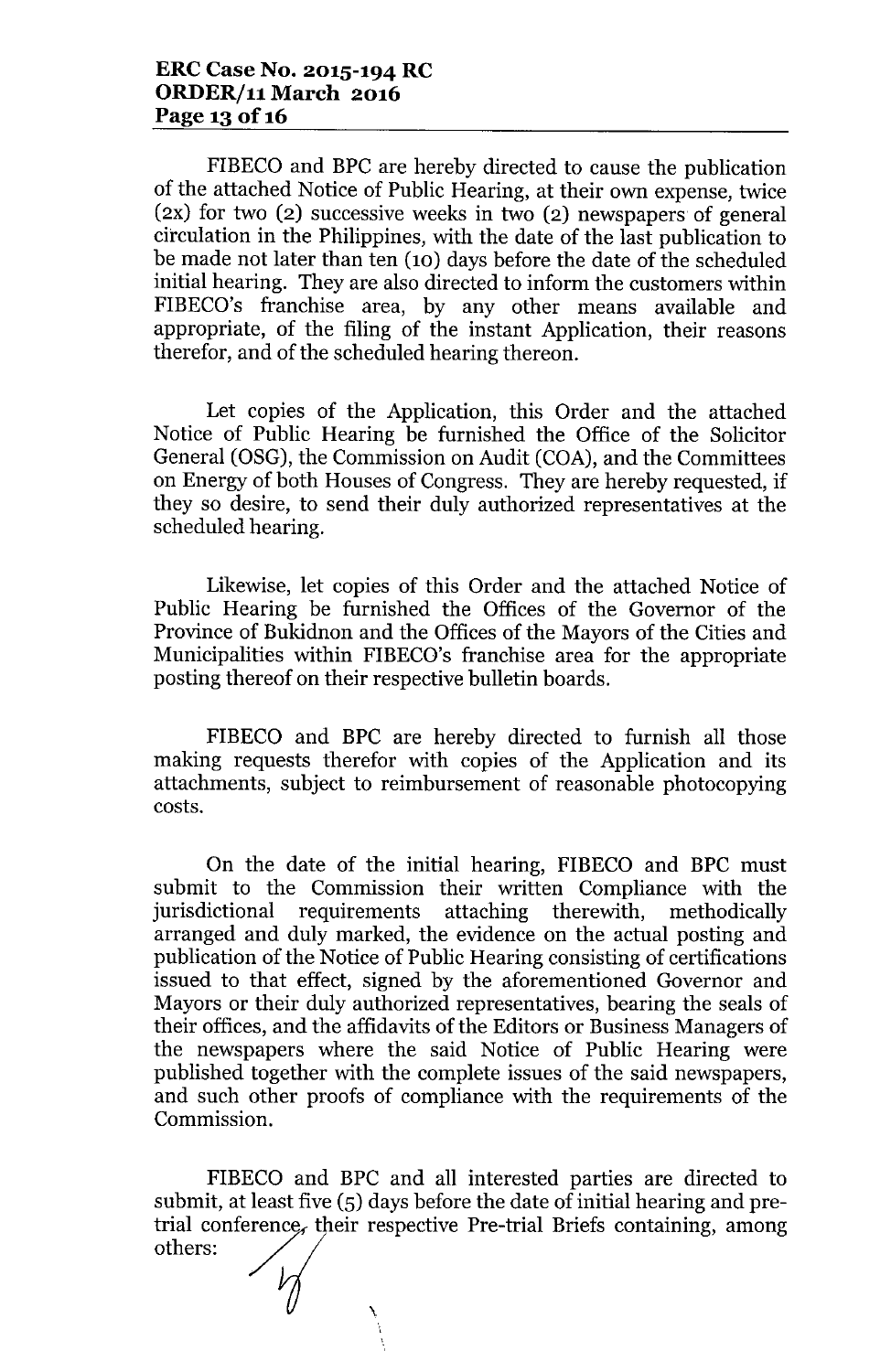FIBECO and BPC are hereby directed to cause the publication of the attached Notice of Public Hearing, at their own expense, twice (2x) for two (2) successive weeks in two (2) newspapers of general circulation in the Philippines, with the date of the last publication to be made not later than ten (10) days before the date of the scheduled initial hearing. They are also directed to inform the customers within FIBECO's franchise area, by any other means available and appropriate, of the filing of the instant Application, their reasons therefor, and of the scheduled hearing thereon.

Let copies of the Application, this Order and the attached Notice of Public Hearing be furnished the Office of the Solicitor General (OSG), the Commission on Audit (COA), and the Committees on Energy of both Houses of Congress. They are hereby requested, if they so desire, to send their duly authorized representatives at the scheduled hearing.

Likewise, let copies of this Order and the attached Notice of Public Hearing be furnished the Offices of the Governor of the Province of Bukidnon and the Offices of the Mayors of the Cities and Municipalities within FIBECO's franchise area for the appropriate posting thereof on their respective bulletin boards.

FIBECO and BPC are hereby directed to furnish all those making requests therefor with copies of the Application and its attachments, subject to reimbursement of reasonable photocopying costs.

On the date of the initial hearing, FIBECO and BPC must submit to the Commission their written Compliance with the jurisdictional requirements attaching therewith, methodically arranged and duly marked, the evidence on the actual posting and publication of the Notice of Public Hearing consisting of certifications issued to that effect, signed by the aforementioned Governor and Mayors or their duly authorized representatives, bearing the seals of their offices, and the affidavits of the Editors or Business Managers of the newspapers where the said Notice of Public Hearing were published together with the complete issues of the said newspapers, and such other proofs of compliance with the requirements of the Commission.

FIBECO and BPC and all interested parties are directed to submit, at least five (5) days before the date of initial hearing and pre-trial conference, their respective Pre-trial Briefs containing, among others: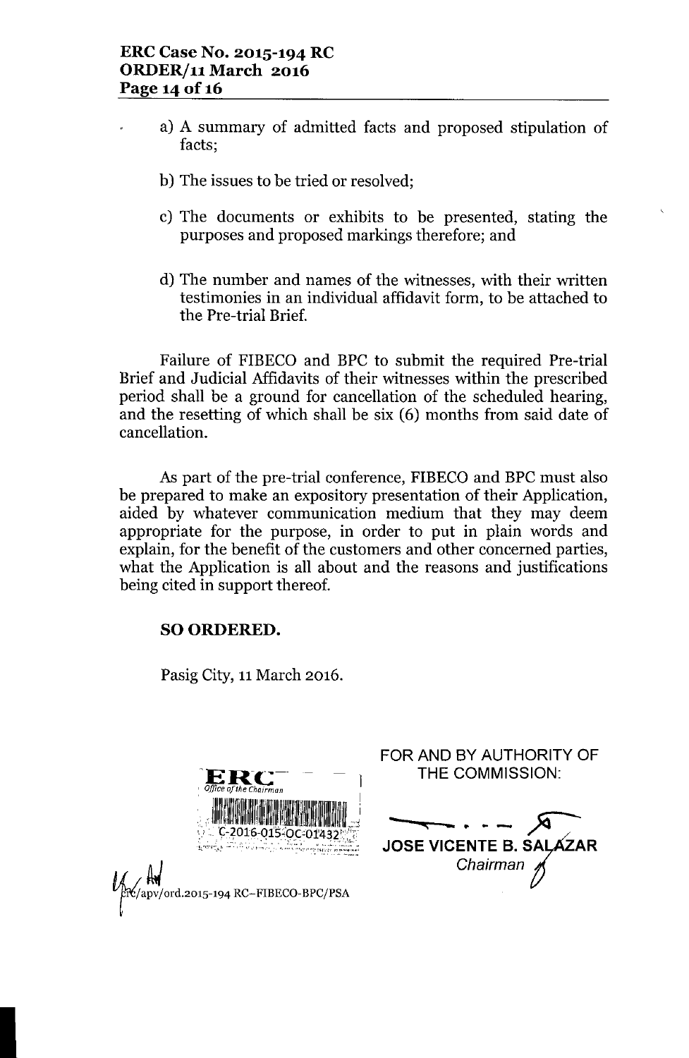a) A summary of admitted facts and proposed stipulation of facts;

b) The issues to be tried or resolved;

c) The documents or exhibits to be presented, stating the purposes and proposed markings therefore; and

d) The number and names of the witnesses, with their written testimonies in an individual affidavit form, to be attached to the Pre-trial Brief.

Failure of FIBECO and BPC to submit the required Pre-trial Brief and Judicial Affidavits of their witnesses within the prescribed period shall be a ground for cancellation of the scheduled hearing, and the resetting of which shall be six (6) months from said date of cancellation.

As part of the pre-trial conference, FIBECO and BPC must also be prepared to make an expository presentation of their Application, aided by whatever communication medium that they may deem appropriate for the purpose, in order to put in plain words and explain, for the benefit of the customers and other concerned parties, what the Application is all about and the reasons and justifications being cited in support thereof.

**SO ORDERED.**

Pasig City, 11 March 2016.

FOR AND BY AUTHORITY OF THE COMMISSION:

**JOSE VICENTE B. SALAZAR**
*Chairman*

ERC Office of the Chairman
C-2016-015-OC-01432

ERC/apv/ord.2015-194 RC–FIBECO-BPC/PSA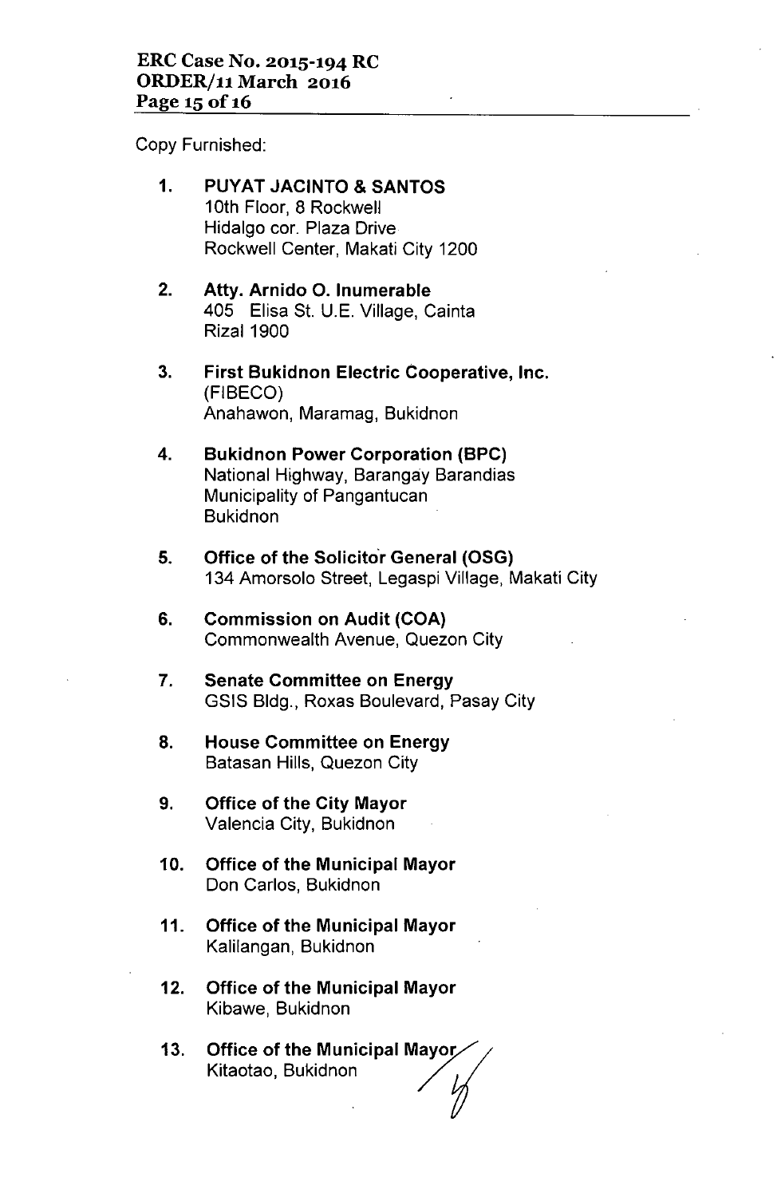Copy Furnished:

1. **PUYAT JACINTO & SANTOS**
   10th Floor, 8 Rockwell
   Hidalgo cor. Plaza Drive
   Rockwell Center, Makati City 1200

2. **Atty. Arnido O. Inumerable**
   405 Elisa St. U.E. Village, Cainta
   Rizal 1900

3. **First Bukidnon Electric Cooperative, Inc.**
   (FIBECO)
   Anahawon, Maramag, Bukidnon

4. **Bukidnon Power Corporation (BPC)**
   National Highway, Barangay Barandias
   Municipality of Pangantucan
   Bukidnon

5. **Office of the Solicitor General (OSG)**
   134 Amorsolo Street, Legaspi Village, Makati City

6. **Commission on Audit (COA)**
   Commonwealth Avenue, Quezon City

7. **Senate Committee on Energy**
   GSIS Bldg., Roxas Boulevard, Pasay City

8. **House Committee on Energy**
   Batasan Hills, Quezon City

9. **Office of the City Mayor**
   Valencia City, Bukidnon

10. **Office of the Municipal Mayor**
    Don Carlos, Bukidnon

11. **Office of the Municipal Mayor**
    Kalilangan, Bukidnon

12. **Office of the Municipal Mayor**
    Kibawe, Bukidnon

13. **Office of the Municipal Mayor**
    Kitaotao, Bukidnon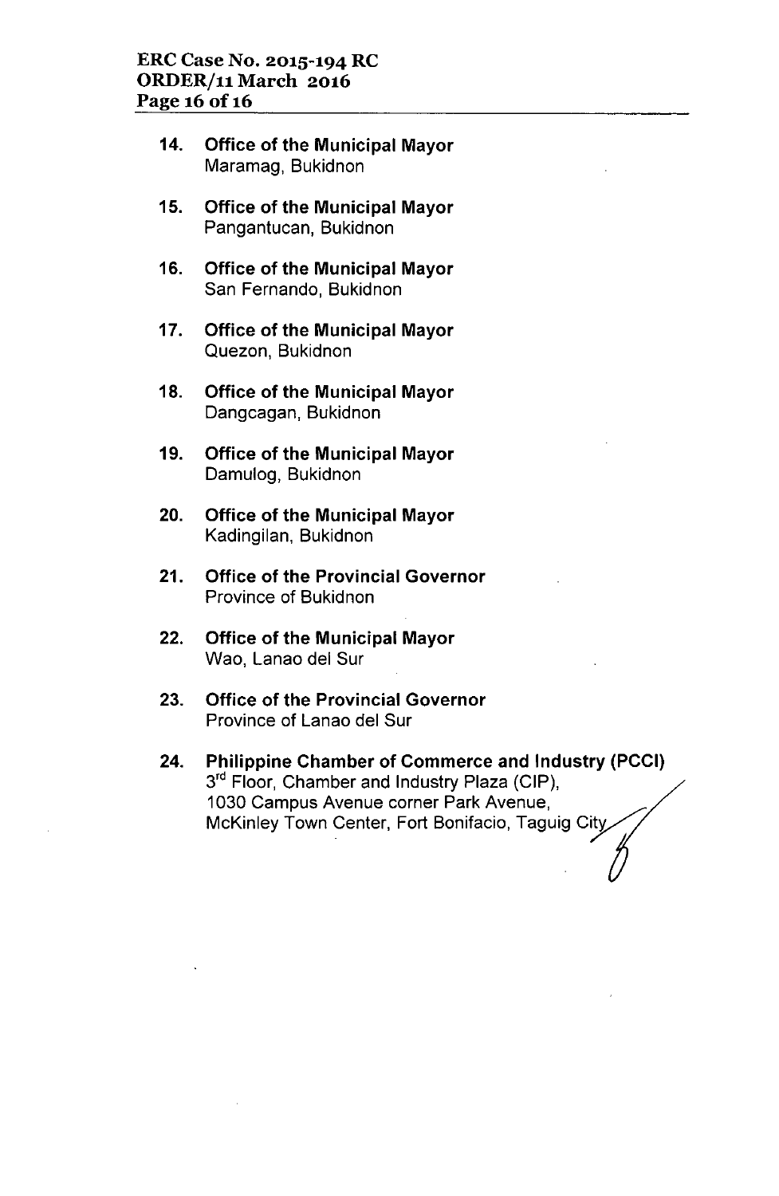14. **Office of the Municipal Mayor**
    Maramag, Bukidnon

15. **Office of the Municipal Mayor**
    Pangantucan, Bukidnon

16. **Office of the Municipal Mayor**
    San Fernando, Bukidnon

17. **Office of the Municipal Mayor**
    Quezon, Bukidnon

18. **Office of the Municipal Mayor**
    Dangcagan, Bukidnon

19. **Office of the Municipal Mayor**
    Damulog, Bukidnon

20. **Office of the Municipal Mayor**
    Kadingilan, Bukidnon

21. **Office of the Provincial Governor**
    Province of Bukidnon

22. **Office of the Municipal Mayor**
    Wao, Lanao del Sur

23. **Office of the Provincial Governor**
    Province of Lanao del Sur

24. **Philippine Chamber of Commerce and Industry (PCCI)**
    3rd Floor, Chamber and Industry Plaza (CIP),
    1030 Campus Avenue corner Park Avenue,
    McKinley Town Center, Fort Bonifacio, Taguig City